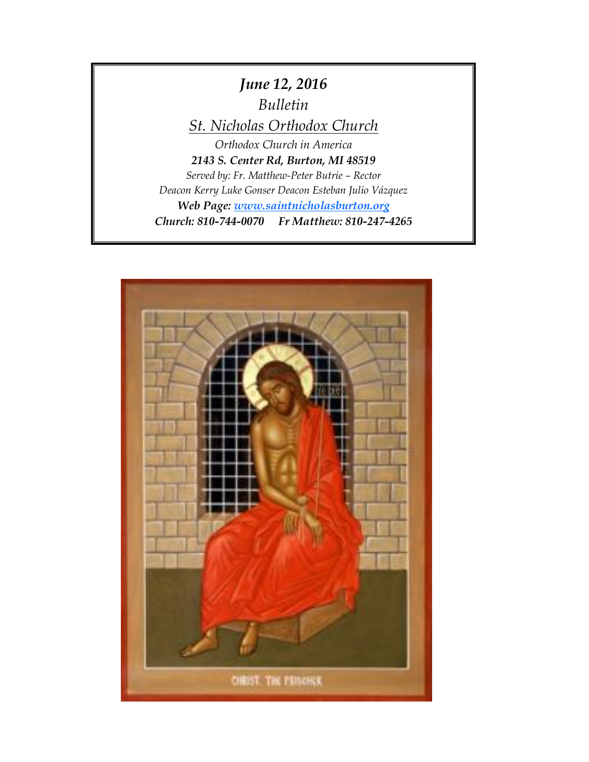***June 12, 2016***

*Bulletin*

*St. Nicholas Orthodox Church*

*Orthodox Church in America*

***2143 S. Center Rd, Burton, MI 48519***

*Served by: Fr. Matthew-Peter Butrie – Rector*

*Deacon Kerry Luke Gonser Deacon Esteban Julio Vázquez*

***Web Page: www.saintnicholasburton.org***

***Church: 810-744-0070 Fr Matthew: 810-247-4265***

CHRIST THE PRISONER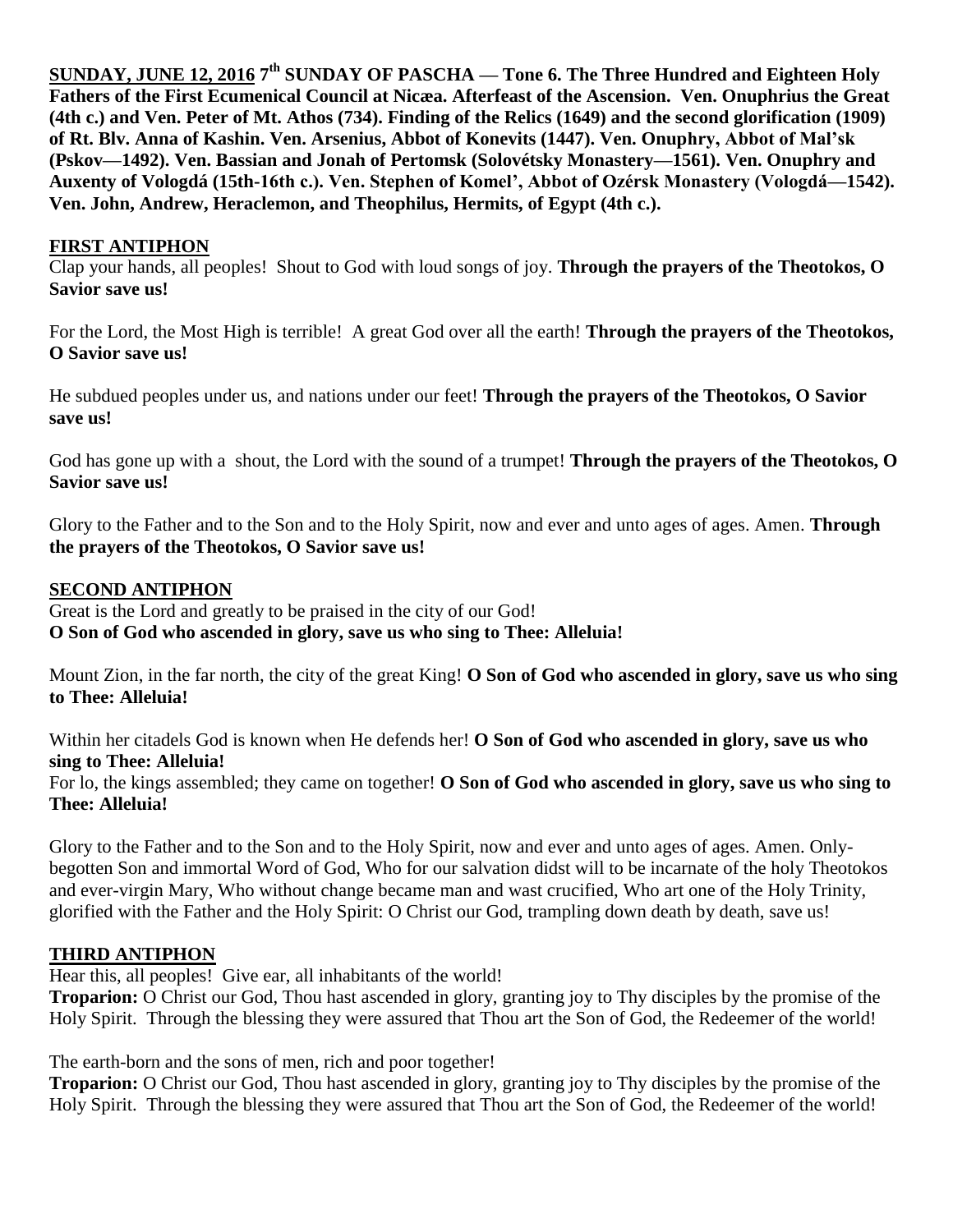**SUNDAY, JUNE 12, 2016 7th SUNDAY OF PASCHA — Tone 6. The Three Hundred and Eighteen Holy Fathers of the First Ecumenical Council at Nicæa. Afterfeast of the Ascension. Ven. Onuphrius the Great (4th c.) and Ven. Peter of Mt. Athos (734). Finding of the Relics (1649) and the second glorification (1909) of Rt. Blv. Anna of Kashin. Ven. Arsenius, Abbot of Konevits (1447). Ven. Onuphry, Abbot of Mal'sk (Pskov—1492). Ven. Bassian and Jonah of Pertomsk (Solovétsky Monastery—1561). Ven. Onuphry and Auxenty of Vologdá (15th-16th c.). Ven. Stephen of Komel', Abbot of Ozérsk Monastery (Vologdá—1542). Ven. John, Andrew, Heraclemon, and Theophilus, Hermits, of Egypt (4th c.).**

## FIRST ANTIPHON

Clap your hands, all peoples! Shout to God with loud songs of joy. **Through the prayers of the Theotokos, O Savior save us!**

For the Lord, the Most High is terrible! A great God over all the earth! **Through the prayers of the Theotokos, O Savior save us!**

He subdued peoples under us, and nations under our feet! **Through the prayers of the Theotokos, O Savior save us!**

God has gone up with a shout, the Lord with the sound of a trumpet! **Through the prayers of the Theotokos, O Savior save us!**

Glory to the Father and to the Son and to the Holy Spirit, now and ever and unto ages of ages. Amen. **Through the prayers of the Theotokos, O Savior save us!**

## SECOND ANTIPHON

Great is the Lord and greatly to be praised in the city of our God!
**O Son of God who ascended in glory, save us who sing to Thee: Alleluia!**

Mount Zion, in the far north, the city of the great King! **O Son of God who ascended in glory, save us who sing to Thee: Alleluia!**

Within her citadels God is known when He defends her! **O Son of God who ascended in glory, save us who sing to Thee: Alleluia!**
For lo, the kings assembled; they came on together! **O Son of God who ascended in glory, save us who sing to Thee: Alleluia!**

Glory to the Father and to the Son and to the Holy Spirit, now and ever and unto ages of ages. Amen. Only-begotten Son and immortal Word of God, Who for our salvation didst will to be incarnate of the holy Theotokos and ever-virgin Mary, Who without change became man and wast crucified, Who art one of the Holy Trinity, glorified with the Father and the Holy Spirit: O Christ our God, trampling down death by death, save us!

## THIRD ANTIPHON

Hear this, all peoples! Give ear, all inhabitants of the world!
**Troparion:** O Christ our God, Thou hast ascended in glory, granting joy to Thy disciples by the promise of the Holy Spirit. Through the blessing they were assured that Thou art the Son of God, the Redeemer of the world!

The earth-born and the sons of men, rich and poor together!
**Troparion:** O Christ our God, Thou hast ascended in glory, granting joy to Thy disciples by the promise of the Holy Spirit. Through the blessing they were assured that Thou art the Son of God, the Redeemer of the world!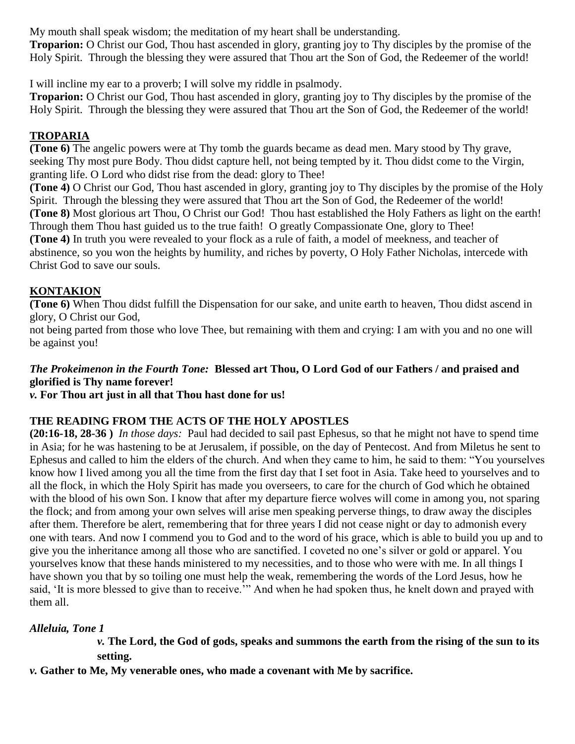My mouth shall speak wisdom; the meditation of my heart shall be understanding.
**Troparion:** O Christ our God, Thou hast ascended in glory, granting joy to Thy disciples by the promise of the Holy Spirit. Through the blessing they were assured that Thou art the Son of God, the Redeemer of the world!

I will incline my ear to a proverb; I will solve my riddle in psalmody.
**Troparion:** O Christ our God, Thou hast ascended in glory, granting joy to Thy disciples by the promise of the Holy Spirit. Through the blessing they were assured that Thou art the Son of God, the Redeemer of the world!

## TROPARIA

**(Tone 6)** The angelic powers were at Thy tomb the guards became as dead men. Mary stood by Thy grave, seeking Thy most pure Body. Thou didst capture hell, not being tempted by it. Thou didst come to the Virgin, granting life. O Lord who didst rise from the dead: glory to Thee!
**(Tone 4)** O Christ our God, Thou hast ascended in glory, granting joy to Thy disciples by the promise of the Holy Spirit. Through the blessing they were assured that Thou art the Son of God, the Redeemer of the world!
**(Tone 8)** Most glorious art Thou, O Christ our God! Thou hast established the Holy Fathers as light on the earth! Through them Thou hast guided us to the true faith! O greatly Compassionate One, glory to Thee!
**(Tone 4)** In truth you were revealed to your flock as a rule of faith, a model of meekness, and teacher of abstinence, so you won the heights by humility, and riches by poverty, O Holy Father Nicholas, intercede with Christ God to save our souls.

## KONTAKION

**(Tone 6)** When Thou didst fulfill the Dispensation for our sake, and unite earth to heaven, Thou didst ascend in glory, O Christ our God,
not being parted from those who love Thee, but remaining with them and crying: I am with you and no one will be against you!

***The Prokeimenon in the Fourth Tone:*** **Blessed art Thou, O Lord God of our Fathers / and praised and glorified is Thy name forever!**
***v.*** **For Thou art just in all that Thou hast done for us!**

## THE READING FROM THE ACTS OF THE HOLY APOSTLES

**(20:16-18, 28-36 )** *In those days:* Paul had decided to sail past Ephesus, so that he might not have to spend time in Asia; for he was hastening to be at Jerusalem, if possible, on the day of Pentecost. And from Miletus he sent to Ephesus and called to him the elders of the church. And when they came to him, he said to them: "You yourselves know how I lived among you all the time from the first day that I set foot in Asia. Take heed to yourselves and to all the flock, in which the Holy Spirit has made you overseers, to care for the church of God which he obtained with the blood of his own Son. I know that after my departure fierce wolves will come in among you, not sparing the flock; and from among your own selves will arise men speaking perverse things, to draw away the disciples after them. Therefore be alert, remembering that for three years I did not cease night or day to admonish every one with tears. And now I commend you to God and to the word of his grace, which is able to build you up and to give you the inheritance among all those who are sanctified. I coveted no one's silver or gold or apparel. You yourselves know that these hands ministered to my necessities, and to those who were with me. In all things I have shown you that by so toiling one must help the weak, remembering the words of the Lord Jesus, how he said, 'It is more blessed to give than to receive.'" And when he had spoken thus, he knelt down and prayed with them all.

***Alleluia, Tone 1***

***v.*** **The Lord, the God of gods, speaks and summons the earth from the rising of the sun to its setting.**

***v.*** **Gather to Me, My venerable ones, who made a covenant with Me by sacrifice.**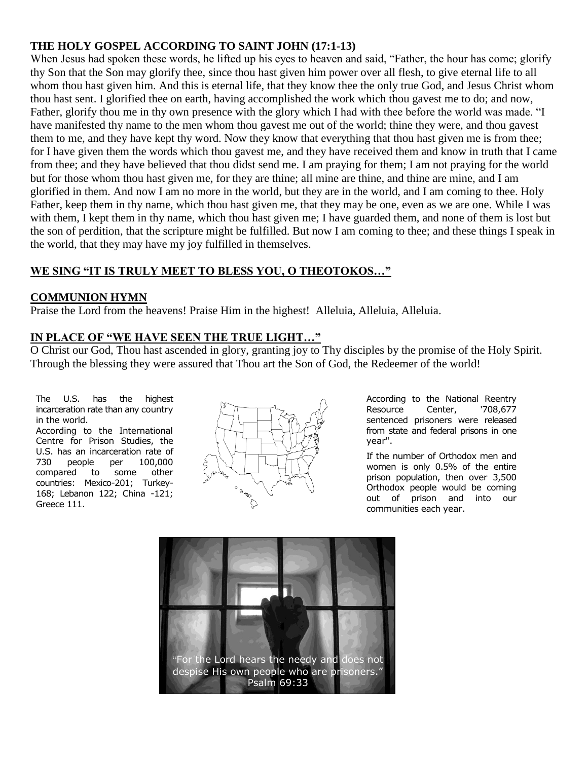**THE HOLY GOSPEL ACCORDING TO SAINT JOHN (17:1-13)**

When Jesus had spoken these words, he lifted up his eyes to heaven and said, "Father, the hour has come; glorify thy Son that the Son may glorify thee, since thou hast given him power over all flesh, to give eternal life to all whom thou hast given him. And this is eternal life, that they know thee the only true God, and Jesus Christ whom thou hast sent. I glorified thee on earth, having accomplished the work which thou gavest me to do; and now, Father, glorify thou me in thy own presence with the glory which I had with thee before the world was made. "I have manifested thy name to the men whom thou gavest me out of the world; thine they were, and thou gavest them to me, and they have kept thy word. Now they know that everything that thou hast given me is from thee; for I have given them the words which thou gavest me, and they have received them and know in truth that I came from thee; and they have believed that thou didst send me. I am praying for them; I am not praying for the world but for those whom thou hast given me, for they are thine; all mine are thine, and thine are mine, and I am glorified in them. And now I am no more in the world, but they are in the world, and I am coming to thee. Holy Father, keep them in thy name, which thou hast given me, that they may be one, even as we are one. While I was with them, I kept them in thy name, which thou hast given me; I have guarded them, and none of them is lost but the son of perdition, that the scripture might be fulfilled. But now I am coming to thee; and these things I speak in the world, that they may have my joy fulfilled in themselves.

**WE SING "IT IS TRULY MEET TO BLESS YOU, O THEOTOKOS…"**

**COMMUNION HYMN**

Praise the Lord from the heavens! Praise Him in the highest! Alleluia, Alleluia, Alleluia.

**IN PLACE OF "WE HAVE SEEN THE TRUE LIGHT…"**

O Christ our God, Thou hast ascended in glory, granting joy to Thy disciples by the promise of the Holy Spirit. Through the blessing they were assured that Thou art the Son of God, the Redeemer of the world!

The U.S. has the highest incarceration rate than any country in the world.

According to the International Centre for Prison Studies, the U.S. has an incarceration rate of 730 people per 100,000 compared to some other countries: Mexico-201; Turkey-168; Lebanon 122; China -121; Greece 111.

According to the National Reentry Resource Center, '708,677 sentenced prisoners were released from state and federal prisons in one year".

If the number of Orthodox men and women is only 0.5% of the entire prison population, then over 3,500 Orthodox people would be coming out of prison and into our communities each year.

"For the Lord hears the needy and does not despise His own people who are prisoners."
Psalm 69:33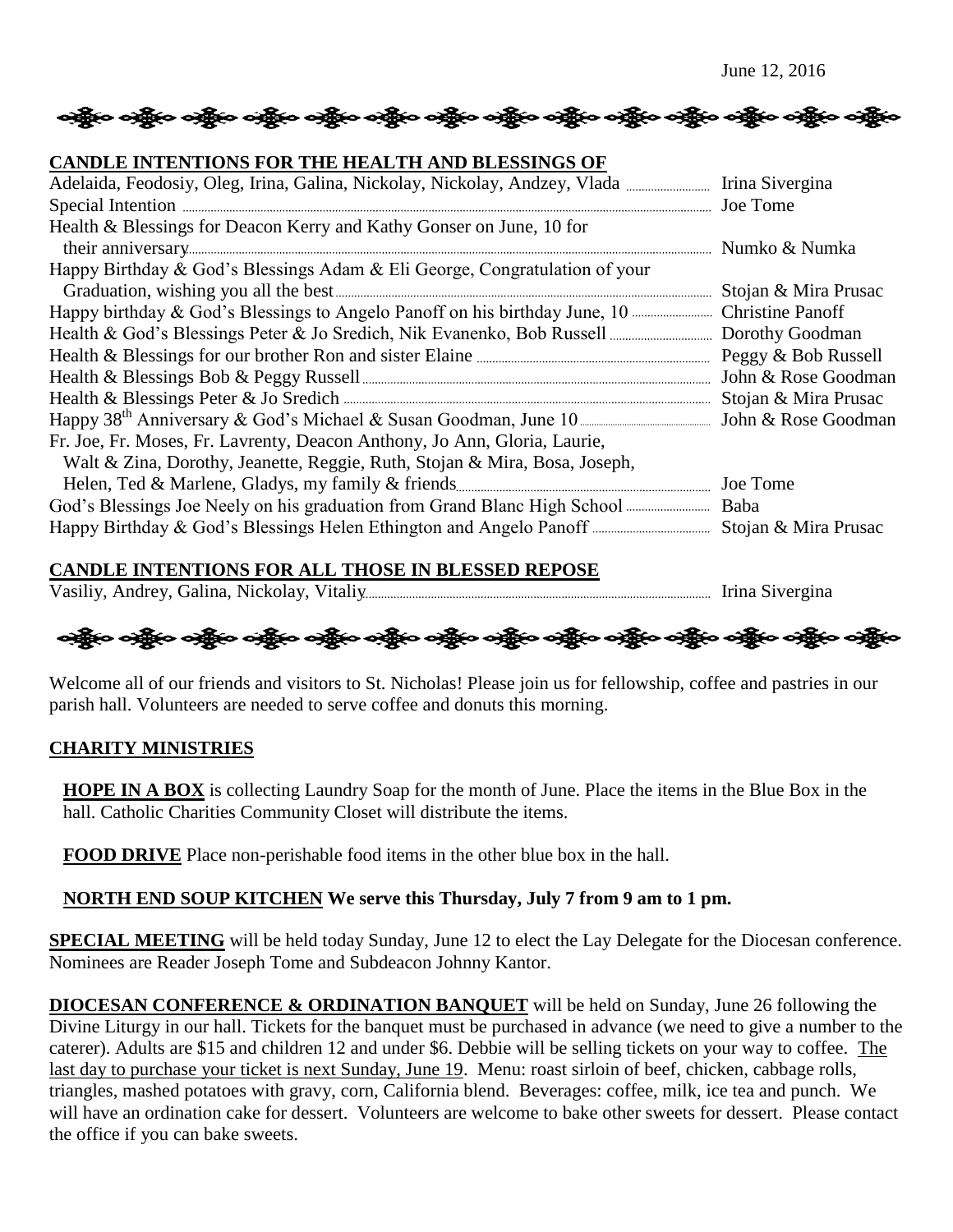June 12, 2016

## CANDLE INTENTIONS FOR THE HEALTH AND BLESSINGS OF

| Intention | From |
|---|---|
| Adelaida, Feodosiy, Oleg, Irina, Galina, Nickolay, Nickolay, Andzey, Vlada | Irina Sivergina |
| Special Intention | Joe Tome |
| Health & Blessings for Deacon Kerry and Kathy Gonser on June, 10 for their anniversary | Numko & Numka |
| Happy Birthday & God's Blessings Adam & Eli George, Congratulation of your Graduation, wishing you all the best | Stojan & Mira Prusac |
| Happy birthday & God's Blessings to Angelo Panoff on his birthday June, 10 | Christine Panoff |
| Health & God's Blessings Peter & Jo Sredich, Nik Evanenko, Bob Russell | Dorothy Goodman |
| Health & Blessings for our brother Ron and sister Elaine | Peggy & Bob Russell |
| Health & Blessings Bob & Peggy Russell | John & Rose Goodman |
| Health & Blessings Peter & Jo Sredich | Stojan & Mira Prusac |
| Happy 38th Anniversary & God's Michael & Susan Goodman, June 10 | John & Rose Goodman |
| Fr. Joe, Fr. Moses, Fr. Lavrenty, Deacon Anthony, Jo Ann, Gloria, Laurie, Walt & Zina, Dorothy, Jeanette, Reggie, Ruth, Stojan & Mira, Bosa, Joseph, Helen, Ted & Marlene, Gladys, my family & friends | Joe Tome |
| God's Blessings Joe Neely on his graduation from Grand Blanc High School | Baba |
| Happy Birthday & God's Blessings Helen Ethington and Angelo Panoff | Stojan & Mira Prusac |

## CANDLE INTENTIONS FOR ALL THOSE IN BLESSED REPOSE

| Intention | From |
|---|---|
| Vasiliy, Andrey, Galina, Nickolay, Vitaliy | Irina Sivergina |

Welcome all of our friends and visitors to St. Nicholas! Please join us for fellowship, coffee and pastries in our parish hall. Volunteers are needed to serve coffee and donuts this morning.

## CHARITY MINISTRIES

**HOPE IN A BOX** is collecting Laundry Soap for the month of June. Place the items in the Blue Box in the hall. Catholic Charities Community Closet will distribute the items.

**FOOD DRIVE** Place non-perishable food items in the other blue box in the hall.

**NORTH END SOUP KITCHEN We serve this Thursday, July 7 from 9 am to 1 pm.**

**SPECIAL MEETING** will be held today Sunday, June 12 to elect the Lay Delegate for the Diocesan conference. Nominees are Reader Joseph Tome and Subdeacon Johnny Kantor.

**DIOCESAN CONFERENCE & ORDINATION BANQUET** will be held on Sunday, June 26 following the Divine Liturgy in our hall. Tickets for the banquet must be purchased in advance (we need to give a number to the caterer). Adults are $15 and children 12 and under $6. Debbie will be selling tickets on your way to coffee. The last day to purchase your ticket is next Sunday, June 19. Menu: roast sirloin of beef, chicken, cabbage rolls, triangles, mashed potatoes with gravy, corn, California blend. Beverages: coffee, milk, ice tea and punch. We will have an ordination cake for dessert. Volunteers are welcome to bake other sweets for dessert. Please contact the office if you can bake sweets.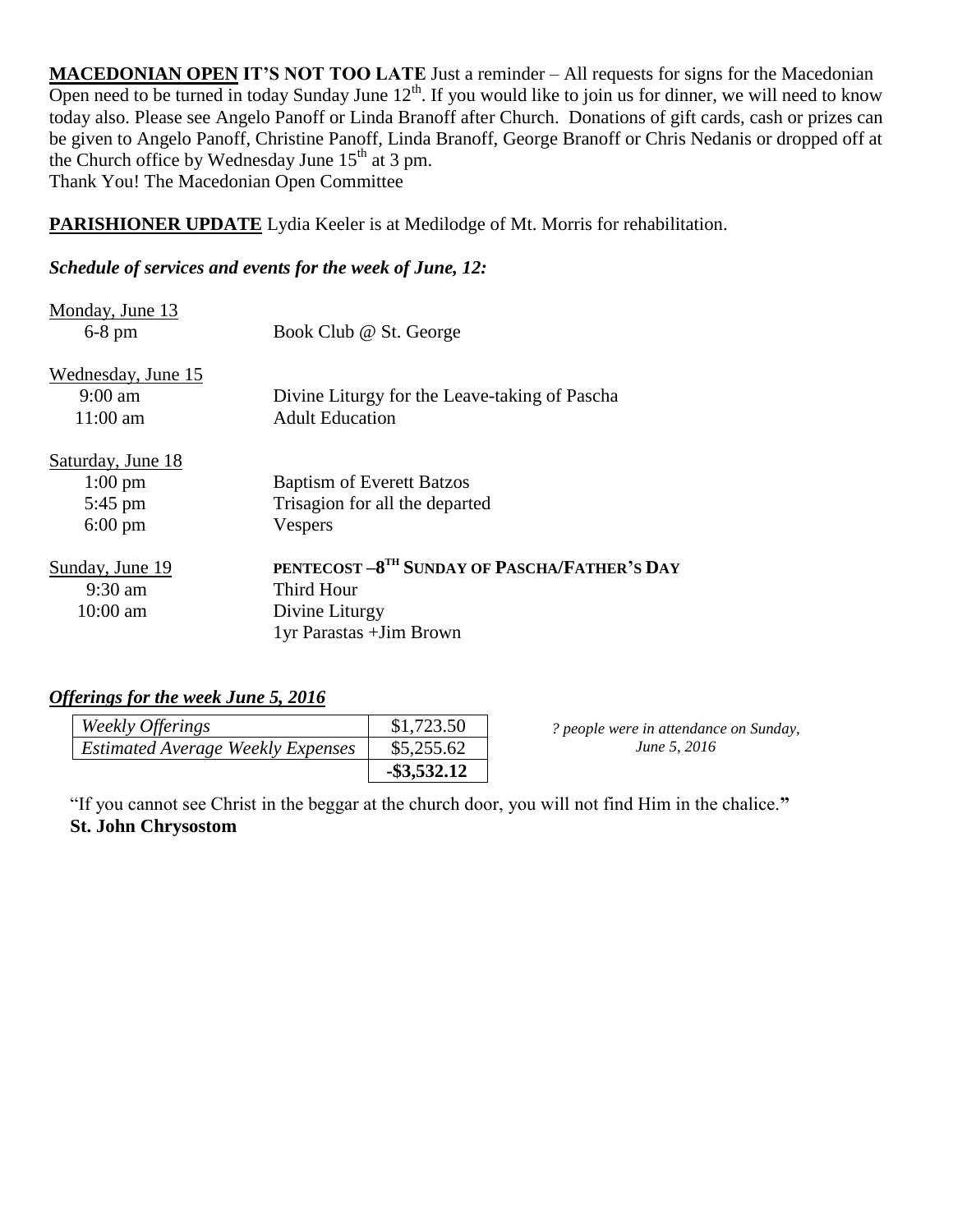**MACEDONIAN OPEN IT'S NOT TOO LATE** Just a reminder – All requests for signs for the Macedonian Open need to be turned in today Sunday June 12th. If you would like to join us for dinner, we will need to know today also. Please see Angelo Panoff or Linda Branoff after Church. Donations of gift cards, cash or prizes can be given to Angelo Panoff, Christine Panoff, Linda Branoff, George Branoff or Chris Nedanis or dropped off at the Church office by Wednesday June 15th at 3 pm.
Thank You! The Macedonian Open Committee

**PARISHIONER UPDATE** Lydia Keeler is at Medilodge of Mt. Morris for rehabilitation.

***Schedule of services and events for the week of June, 12:***

Monday, June 13
- 6-8 pm — Book Club @ St. George

Wednesday, June 15
- 9:00 am — Divine Liturgy for the Leave-taking of Pascha
- 11:00 am — Adult Education

Saturday, June 18
- 1:00 pm — Baptism of Everett Batzos
- 5:45 pm — Trisagion for all the departed
- 6:00 pm — Vespers

Sunday, June 19 — **PENTECOST –8TH SUNDAY OF PASCHA/FATHER'S DAY**
- 9:30 am — Third Hour
- 10:00 am — Divine Liturgy
  1yr Parastas +Jim Brown

***Offerings for the week June 5, 2016***

| | |
|---|---|
| *Weekly Offerings* | $1,723.50 |
| *Estimated Average Weekly Expenses* | $5,255.62 |
| | **-$3,532.12** |

*? people were in attendance on Sunday, June 5, 2016*

"If you cannot see Christ in the beggar at the church door, you will not find Him in the chalice."
**St. John Chrysostom**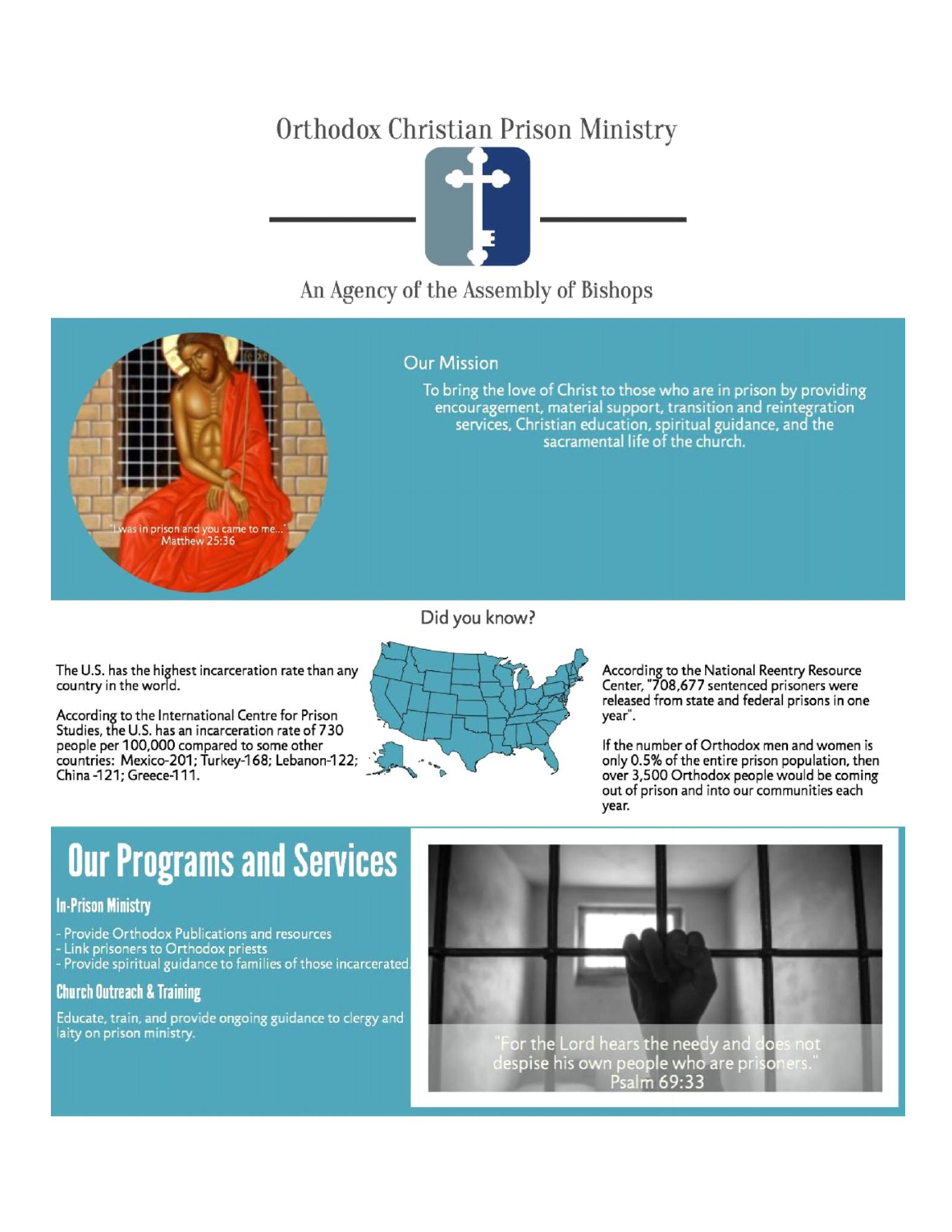# Orthodox Christian Prison Ministry

An Agency of the Assembly of Bishops

"I was in prison and you came to me..."
Matthew 25:36

## Our Mission

To bring the love of Christ to those who are in prison by providing encouragement, material support, transition and reintegration services, Christian education, spiritual guidance, and the sacramental life of the church.

## Did you know?

The U.S. has the highest incarceration rate than any country in the world.

According to the International Centre for Prison Studies, the U.S. has an incarceration rate of 730 people per 100,000 compared to some other countries: Mexico-201; Turkey-168; Lebanon-122; China -121; Greece-111.

According to the National Reentry Resource Center, "708,677 sentenced prisoners were released from state and federal prisons in one year".

If the number of Orthodox men and women is only 0.5% of the entire prison population, then over 3,500 Orthodox people would be coming out of prison and into our communities each year.

# Our Programs and Services

### In-Prison Ministry

- Provide Orthodox Publications and resources
- Link prisoners to Orthodox priests
- Provide spiritual guidance to families of those incarcerated

### Church Outreach & Training

Educate, train, and provide ongoing guidance to clergy and laity on prison ministry.

"For the Lord hears the needy and does not despise his own people who are prisoners."
Psalm 69:33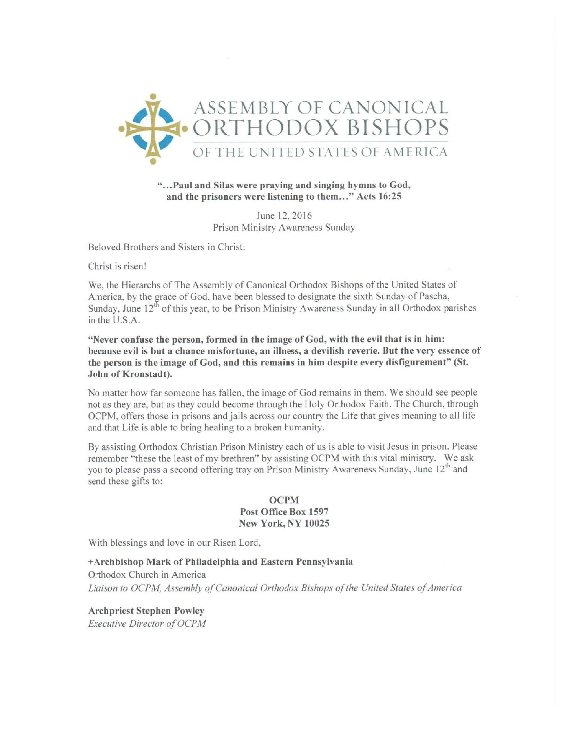# ASSEMBLY OF CANONICAL ORTHODOX BISHOPS

## OF THE UNITED STATES OF AMERICA

**"...Paul and Silas were praying and singing hymns to God, and the prisoners were listening to them..." Acts 16:25**

June 12, 2016
Prison Ministry Awareness Sunday

Beloved Brothers and Sisters in Christ:

Christ is risen!

We, the Hierarchs of The Assembly of Canonical Orthodox Bishops of the United States of America, by the grace of God, have been blessed to designate the sixth Sunday of Pascha, Sunday, June 12th of this year, to be Prison Ministry Awareness Sunday in all Orthodox parishes in the U.S.A.

**"Never confuse the person, formed in the image of God, with the evil that is in him: because evil is but a chance misfortune, an illness, a devilish reverie. But the very essence of the person is the image of God, and this remains in him despite every disfigurement" (St. John of Kronstadt).**

No matter how far someone has fallen, the image of God remains in them. We should see people not as they are, but as they could become through the Holy Orthodox Faith. The Church, through OCPM, offers those in prisons and jails across our country the Life that gives meaning to all life and that Life is able to bring healing to a broken humanity.

By assisting Orthodox Christian Prison Ministry each of us is able to visit Jesus in prison. Please remember "these the least of my brethren" by assisting OCPM with this vital ministry. We ask you to please pass a second offering tray on Prison Ministry Awareness Sunday, June 12th and send these gifts to:

**OCPM**
**Post Office Box 1597**
**New York, NY 10025**

With blessings and love in our Risen Lord,

**+Archbishop Mark of Philadelphia and Eastern Pennsylvania**
Orthodox Church in America
*Liaison to OCPM, Assembly of Canonical Orthodox Bishops of the United States of America*

**Archpriest Stephen Powley**
*Executive Director of OCPM*